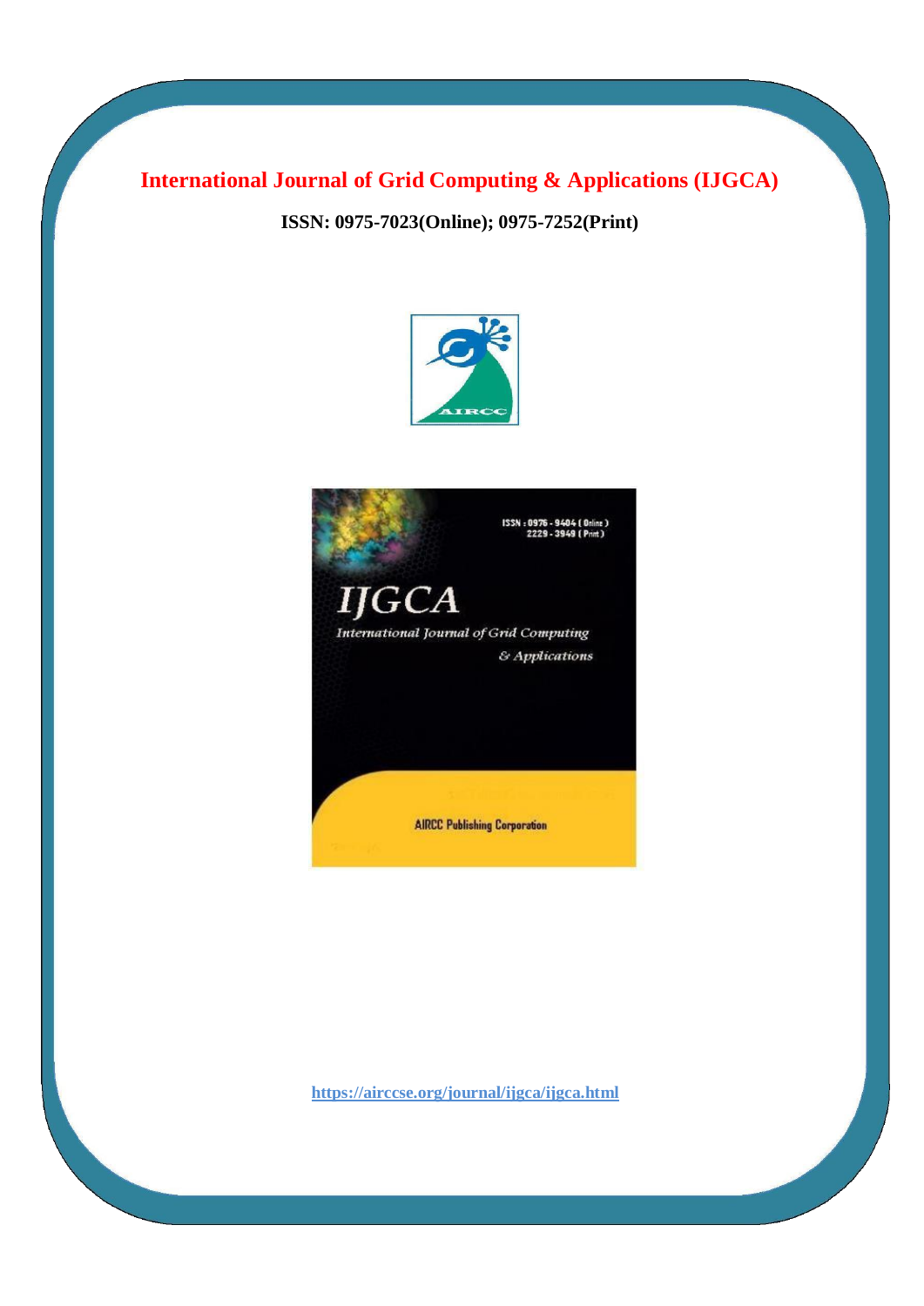# International Journal of Grid Computing & Applications (IJGCA)

**ISSN: 0975-7023(Online); 0975-7252(Print)**

https://airccse.org/journal/ijgca/ijgca.html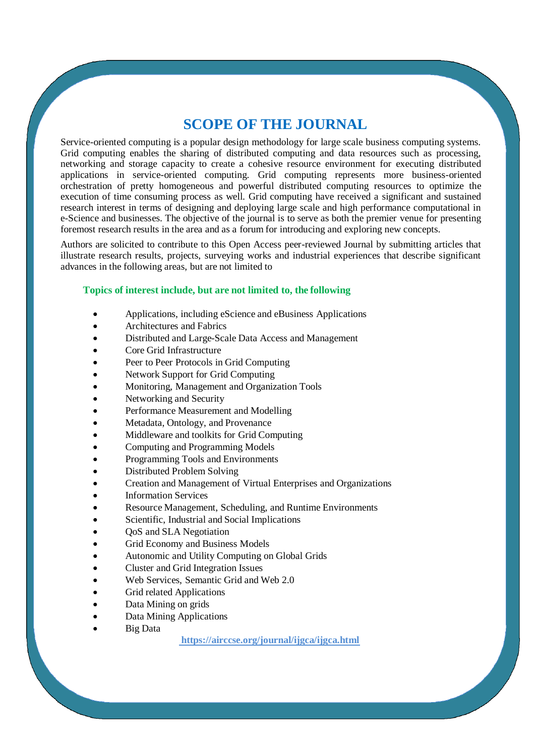# SCOPE OF THE JOURNAL

Service-oriented computing is a popular design methodology for large scale business computing systems. Grid computing enables the sharing of distributed computing and data resources such as processing, networking and storage capacity to create a cohesive resource environment for executing distributed applications in service-oriented computing. Grid computing represents more business-oriented orchestration of pretty homogeneous and powerful distributed computing resources to optimize the execution of time consuming process as well. Grid computing have received a significant and sustained research interest in terms of designing and deploying large scale and high performance computational in e-Science and businesses. The objective of the journal is to serve as both the premier venue for presenting foremost research results in the area and as a forum for introducing and exploring new concepts.

Authors are solicited to contribute to this Open Access peer-reviewed Journal by submitting articles that illustrate research results, projects, surveying works and industrial experiences that describe significant advances in the following areas, but are not limited to

### Topics of interest include, but are not limited to, the following

- Applications, including eScience and eBusiness Applications
- Architectures and Fabrics
- Distributed and Large-Scale Data Access and Management
- Core Grid Infrastructure
- Peer to Peer Protocols in Grid Computing
- Network Support for Grid Computing
- Monitoring, Management and Organization Tools
- Networking and Security
- Performance Measurement and Modelling
- Metadata, Ontology, and Provenance
- Middleware and toolkits for Grid Computing
- Computing and Programming Models
- Programming Tools and Environments
- Distributed Problem Solving
- Creation and Management of Virtual Enterprises and Organizations
- Information Services
- Resource Management, Scheduling, and Runtime Environments
- Scientific, Industrial and Social Implications
- QoS and SLA Negotiation
- Grid Economy and Business Models
- Autonomic and Utility Computing on Global Grids
- Cluster and Grid Integration Issues
- Web Services, Semantic Grid and Web 2.0
- Grid related Applications
- Data Mining on grids
- Data Mining Applications
- Big Data

https://airccse.org/journal/ijgca/ijgca.html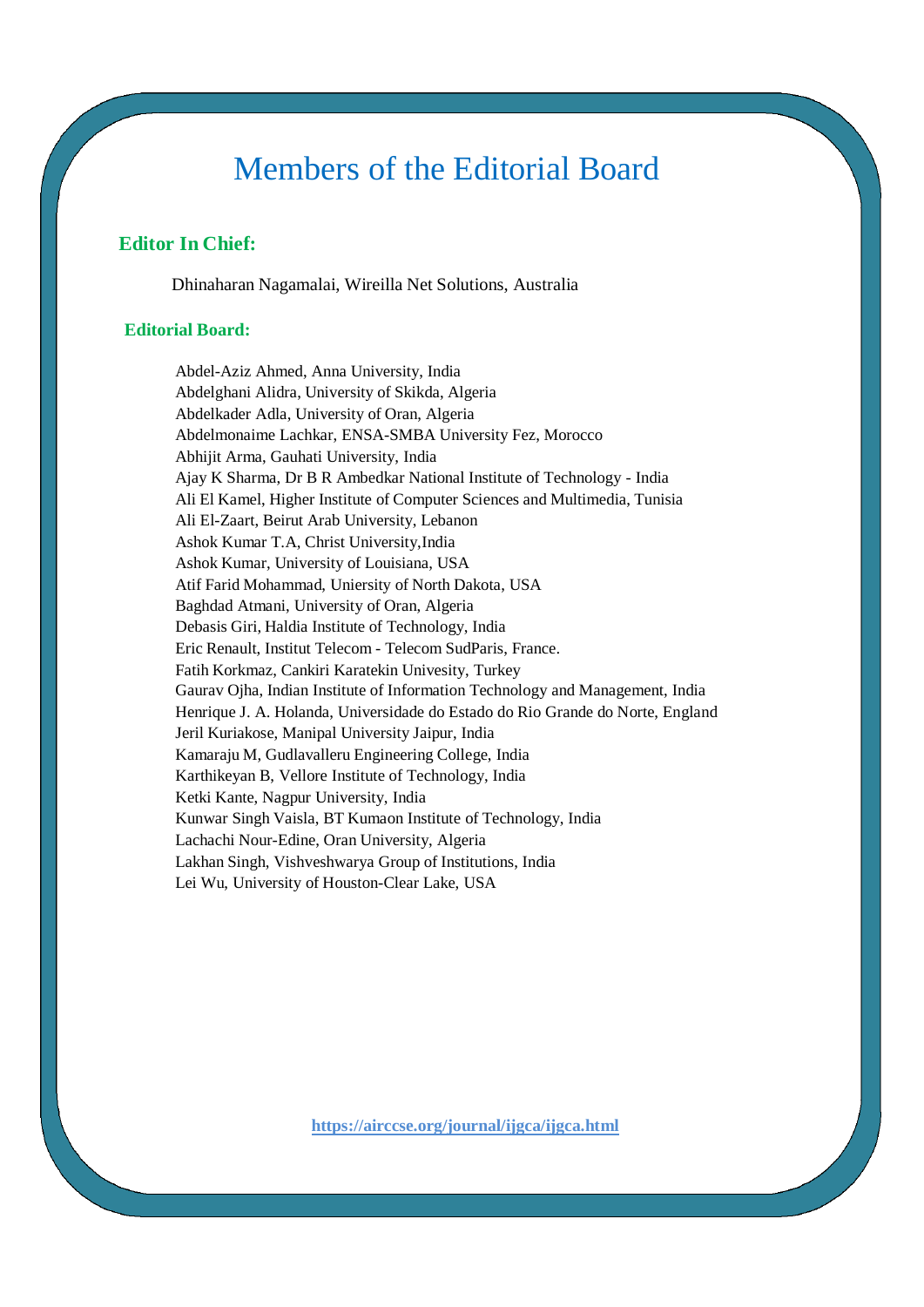# Members of the Editorial Board

## Editor In Chief:

Dhinaharan Nagamalai, Wireilla Net Solutions, Australia

## Editorial Board:

Abdel-Aziz Ahmed, Anna University, India
Abdelghani Alidra, University of Skikda, Algeria
Abdelkader Adla, University of Oran, Algeria
Abdelmonaime Lachkar, ENSA-SMBA University Fez, Morocco
Abhijit Arma, Gauhati University, India
Ajay K Sharma, Dr B R Ambedkar National Institute of Technology - India
Ali El Kamel, Higher Institute of Computer Sciences and Multimedia, Tunisia
Ali El-Zaart, Beirut Arab University, Lebanon
Ashok Kumar T.A, Christ University,India
Ashok Kumar, University of Louisiana, USA
Atif Farid Mohammad, Uniersity of North Dakota, USA
Baghdad Atmani, University of Oran, Algeria
Debasis Giri, Haldia Institute of Technology, India
Eric Renault, Institut Telecom - Telecom SudParis, France.
Fatih Korkmaz, Cankiri Karatekin Univesity, Turkey
Gaurav Ojha, Indian Institute of Information Technology and Management, India
Henrique J. A. Holanda, Universidade do Estado do Rio Grande do Norte, England
Jeril Kuriakose, Manipal University Jaipur, India
Kamaraju M, Gudlavalleru Engineering College, India
Karthikeyan B, Vellore Institute of Technology, India
Ketki Kante, Nagpur University, India
Kunwar Singh Vaisla, BT Kumaon Institute of Technology, India
Lachachi Nour-Edine, Oran University, Algeria
Lakhan Singh, Vishveshwarya Group of Institutions, India
Lei Wu, University of Houston-Clear Lake, USA

**https://airccse.org/journal/ijgca/ijgca.html**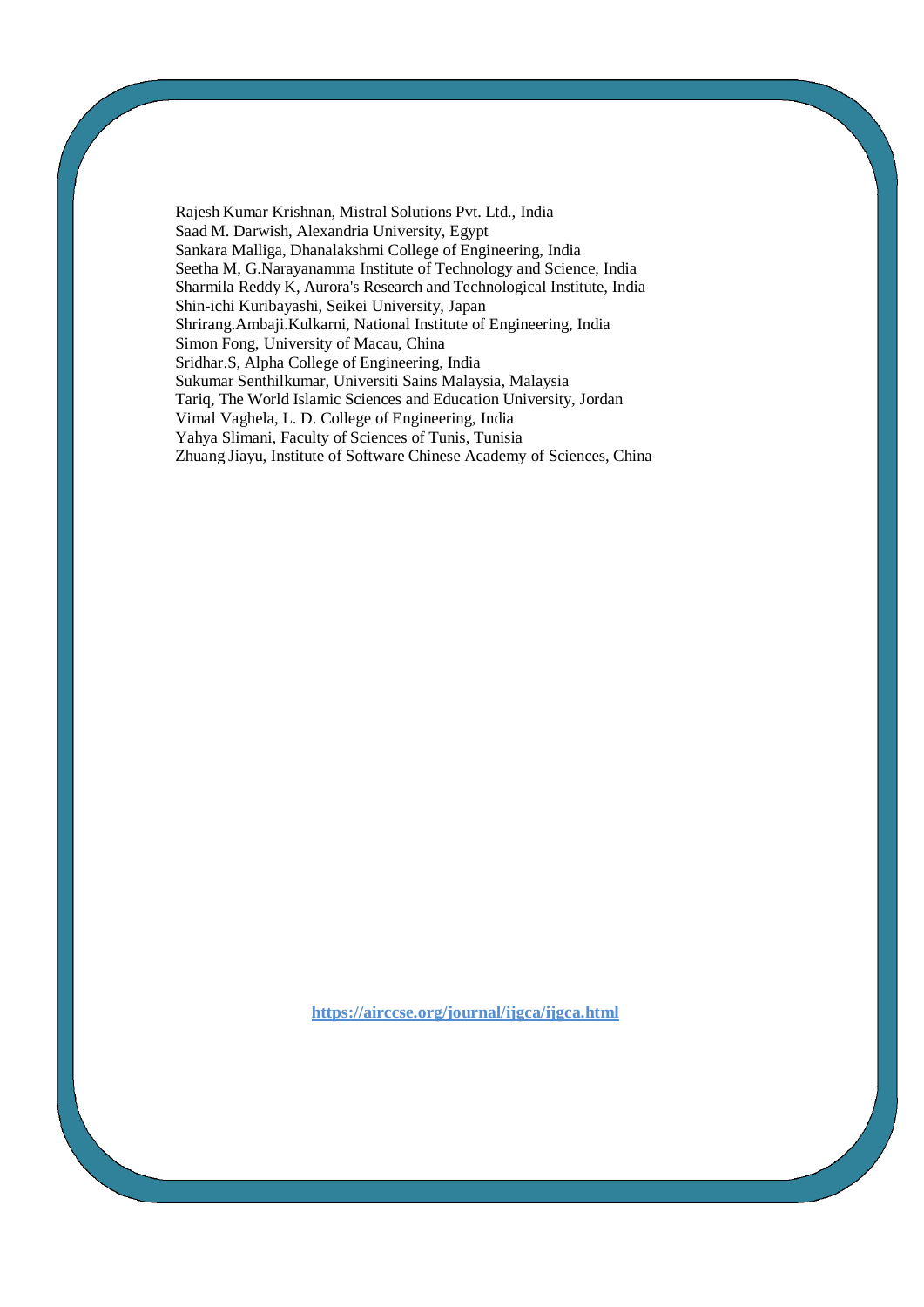Rajesh Kumar Krishnan, Mistral Solutions Pvt. Ltd., India
Saad M. Darwish, Alexandria University, Egypt
Sankara Malliga, Dhanalakshmi College of Engineering, India
Seetha M, G.Narayanamma Institute of Technology and Science, India
Sharmila Reddy K, Aurora's Research and Technological Institute, India
Shin-ichi Kuribayashi, Seikei University, Japan
Shrirang.Ambaji.Kulkarni, National Institute of Engineering, India
Simon Fong, University of Macau, China
Sridhar.S, Alpha College of Engineering, India
Sukumar Senthilkumar, Universiti Sains Malaysia, Malaysia
Tariq, The World Islamic Sciences and Education University, Jordan
Vimal Vaghela, L. D. College of Engineering, India
Yahya Slimani, Faculty of Sciences of Tunis, Tunisia
Zhuang Jiayu, Institute of Software Chinese Academy of Sciences, China

**https://airccse.org/journal/ijgca/ijgca.html**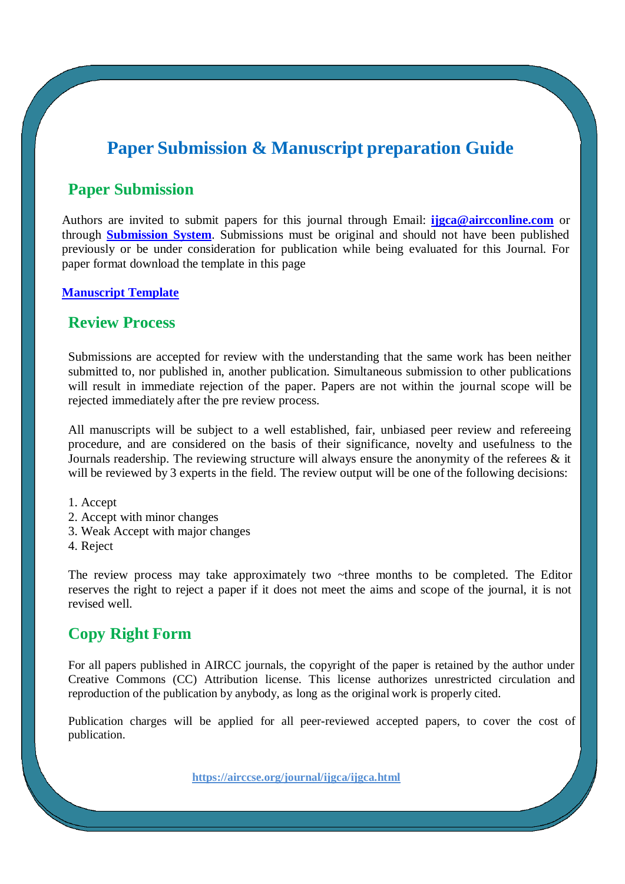# Paper Submission & Manuscript preparation Guide

## Paper Submission

Authors are invited to submit papers for this journal through Email: **ijgca@aircconline.com** or through **Submission System**. Submissions must be original and should not have been published previously or be under consideration for publication while being evaluated for this Journal. For paper format download the template in this page

**Manuscript Template**

## Review Process

Submissions are accepted for review with the understanding that the same work has been neither submitted to, nor published in, another publication. Simultaneous submission to other publications will result in immediate rejection of the paper. Papers are not within the journal scope will be rejected immediately after the pre review process.

All manuscripts will be subject to a well established, fair, unbiased peer review and refereeing procedure, and are considered on the basis of their significance, novelty and usefulness to the Journals readership. The reviewing structure will always ensure the anonymity of the referees & it will be reviewed by 3 experts in the field. The review output will be one of the following decisions:

1. Accept
2. Accept with minor changes
3. Weak Accept with major changes
4. Reject

The review process may take approximately two ~three months to be completed. The Editor reserves the right to reject a paper if it does not meet the aims and scope of the journal, it is not revised well.

## Copy Right Form

For all papers published in AIRCC journals, the copyright of the paper is retained by the author under Creative Commons (CC) Attribution license. This license authorizes unrestricted circulation and reproduction of the publication by anybody, as long as the original work is properly cited.

Publication charges will be applied for all peer-reviewed accepted papers, to cover the cost of publication.

**https://airccse.org/journal/ijgca/ijgca.html**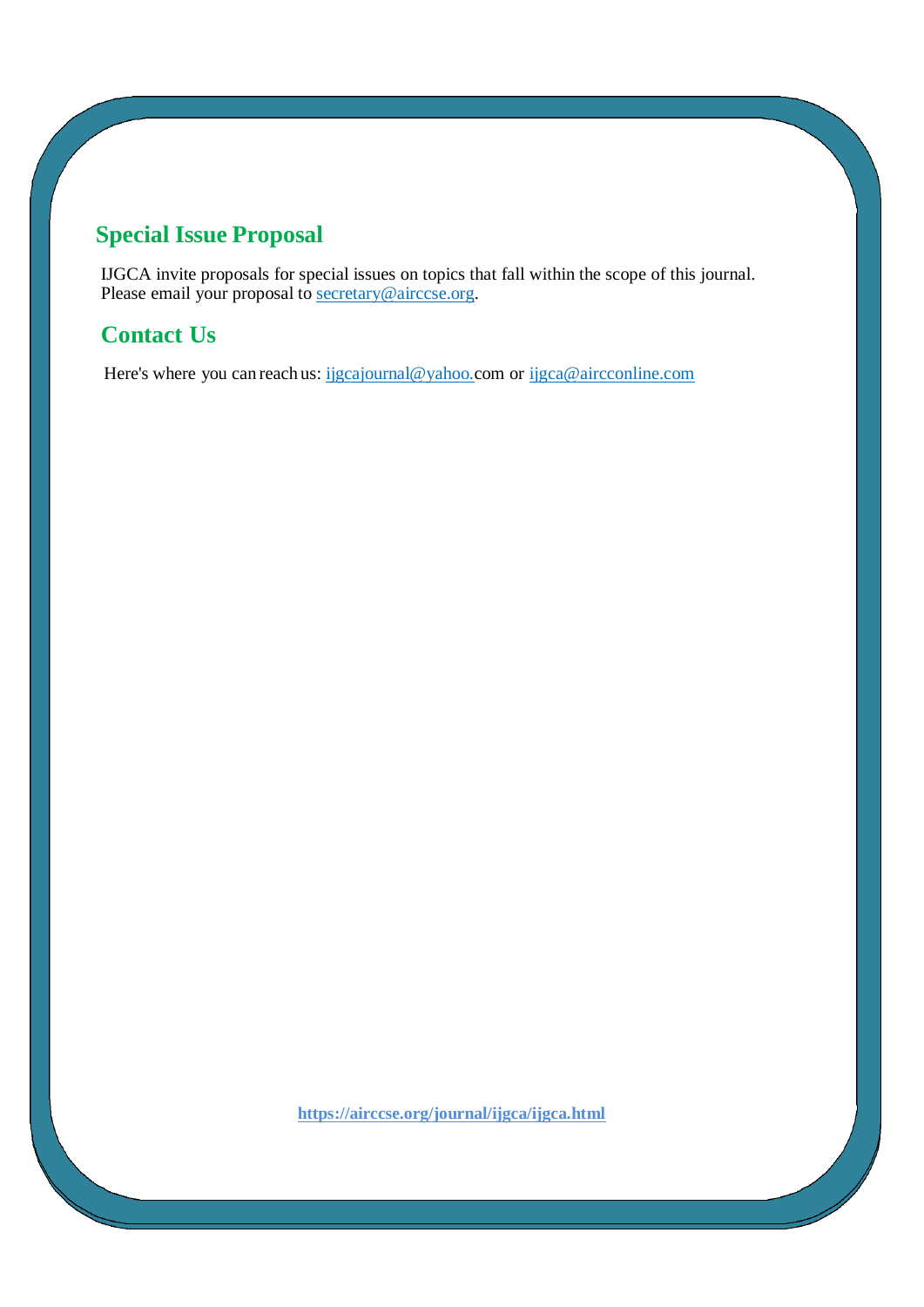## Special Issue Proposal

IJGCA invite proposals for special issues on topics that fall within the scope of this journal. Please email your proposal to secretary@airccse.org.

## Contact Us

Here's where you can reach us: ijgcajournal@yahoo.com or ijgca@aircconline.com

**https://airccse.org/journal/ijgca/ijgca.html**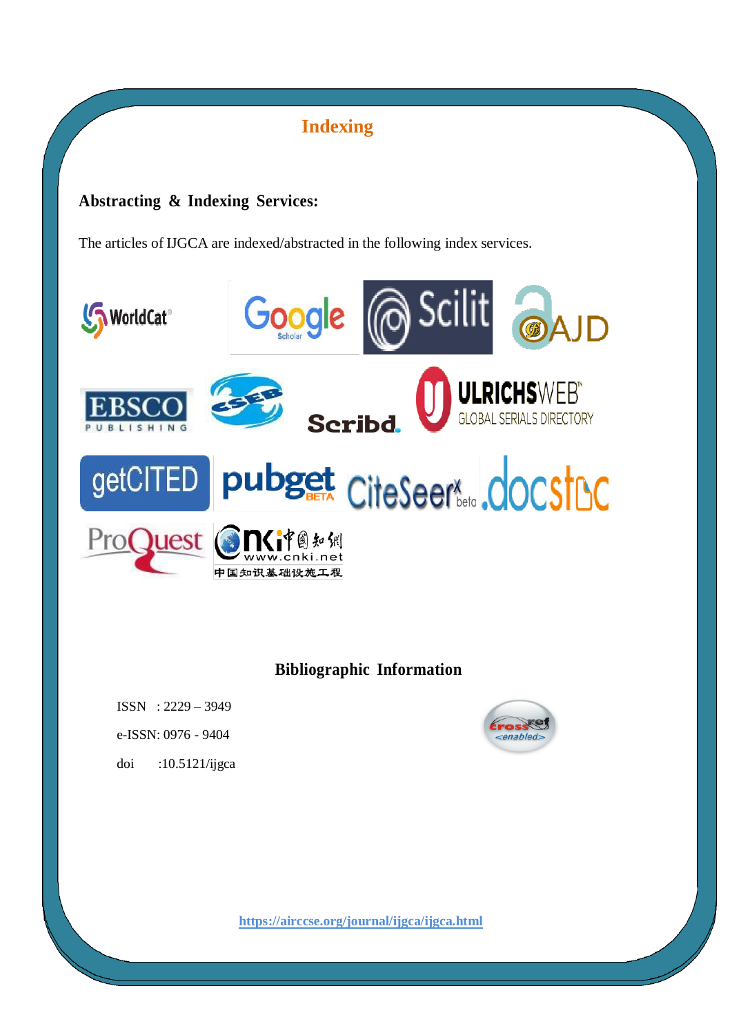# Indexing

**Abstracting & Indexing Services:**

The articles of IJGCA are indexed/abstracted in the following index services.

## Bibliographic Information

ISSN : 2229 – 3949

e-ISSN: 0976 - 9404

doi :10.5121/ijgca

https://airccse.org/journal/ijgca/ijgca.html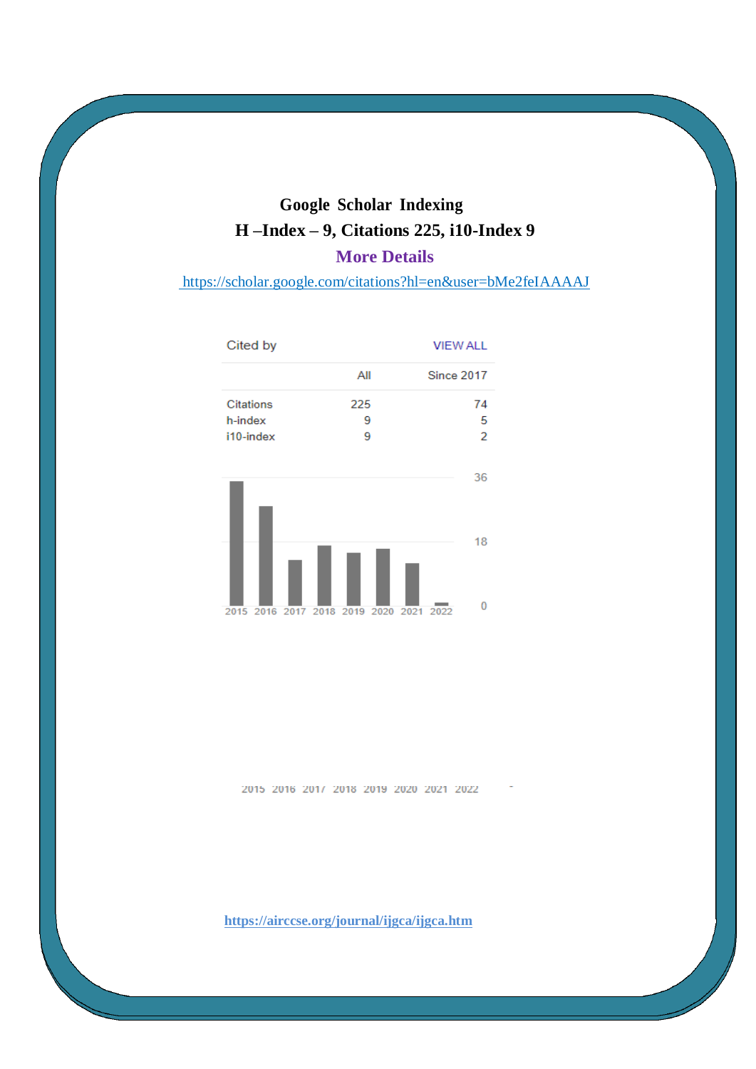**Google Scholar Indexing**

**H –Index – 9, Citations 225, i10-Index 9**

**More Details**

https://scholar.google.com/citations?hl=en&user=bMe2feIAAAAJ

Cited by VIEW ALL

| | All | Since 2017 |
|---|---|---|
| Citations | 225 | 74 |
| h-index | 9 | 5 |
| i10-index | 9 | 2 |

36

18

0

2015 2016 2017 2018 2019 2020 2021 2022

2015 2016 2017 2018 2019 2020 2021 2022

**https://airccse.org/journal/ijgca/ijgca.htm**